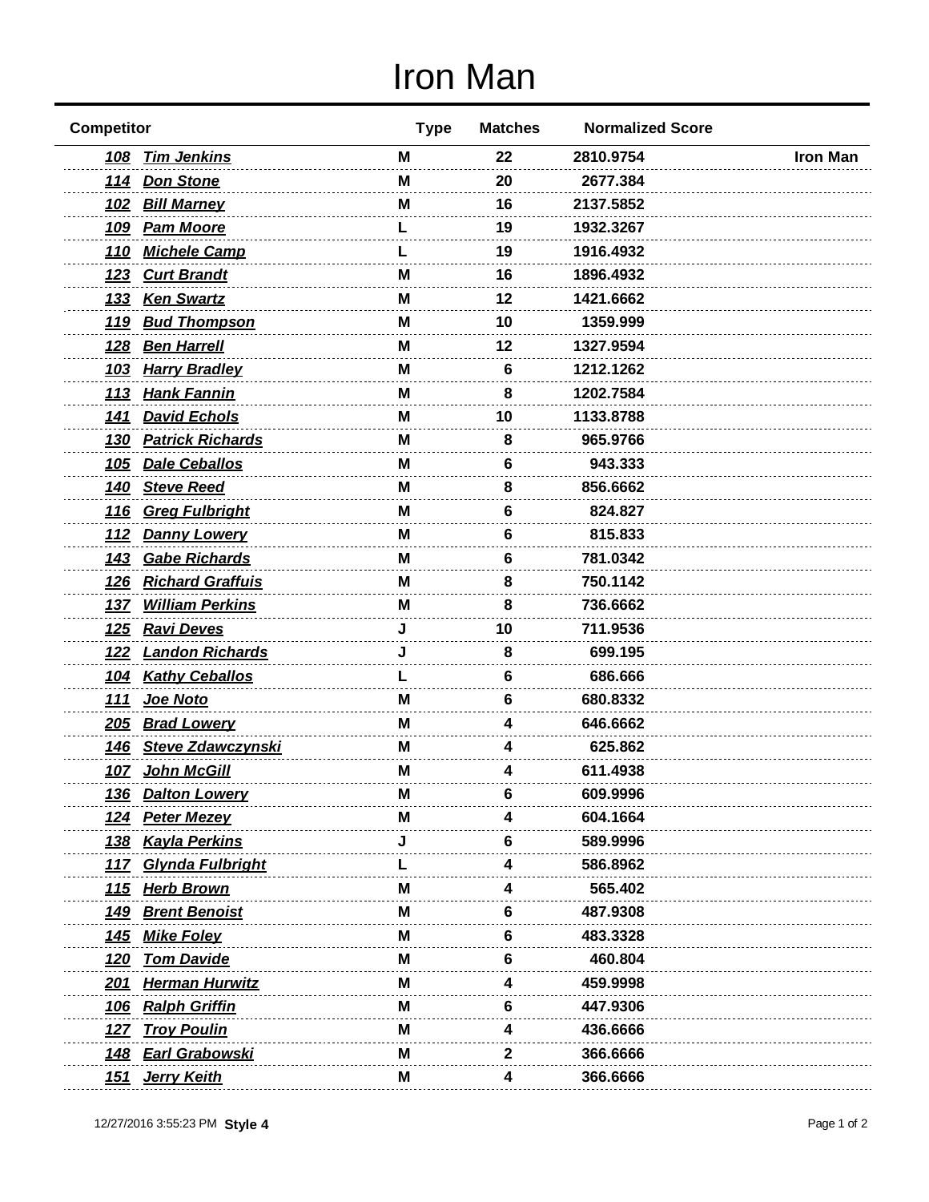# Iron Man

| Competitor | | Type | Matches | Normalized Score | |
|---|---|---|---|---|---|
| 108 | Tim Jenkins | M | 22 | 2810.9754 | Iron Man |
| 114 | Don Stone | M | 20 | 2677.384 | |
| 102 | Bill Marney | M | 16 | 2137.5852 | |
| 109 | Pam Moore | L | 19 | 1932.3267 | |
| 110 | Michele Camp | L | 19 | 1916.4932 | |
| 123 | Curt Brandt | M | 16 | 1896.4932 | |
| 133 | Ken Swartz | M | 12 | 1421.6662 | |
| 119 | Bud Thompson | M | 10 | 1359.999 | |
| 128 | Ben Harrell | M | 12 | 1327.9594 | |
| 103 | Harry Bradley | M | 6 | 1212.1262 | |
| 113 | Hank Fannin | M | 8 | 1202.7584 | |
| 141 | David Echols | M | 10 | 1133.8788 | |
| 130 | Patrick Richards | M | 8 | 965.9766 | |
| 105 | Dale Ceballos | M | 6 | 943.333 | |
| 140 | Steve Reed | M | 8 | 856.6662 | |
| 116 | Greg Fulbright | M | 6 | 824.827 | |
| 112 | Danny Lowery | M | 6 | 815.833 | |
| 143 | Gabe Richards | M | 6 | 781.0342 | |
| 126 | Richard Graffuis | M | 8 | 750.1142 | |
| 137 | William Perkins | M | 8 | 736.6662 | |
| 125 | Ravi Deves | J | 10 | 711.9536 | |
| 122 | Landon Richards | J | 8 | 699.195 | |
| 104 | Kathy Ceballos | L | 6 | 686.666 | |
| 111 | Joe Noto | M | 6 | 680.8332 | |
| 205 | Brad Lowery | M | 4 | 646.6662 | |
| 146 | Steve Zdawczynski | M | 4 | 625.862 | |
| 107 | John McGill | M | 4 | 611.4938 | |
| 136 | Dalton Lowery | M | 6 | 609.9996 | |
| 124 | Peter Mezey | M | 4 | 604.1664 | |
| 138 | Kayla Perkins | J | 6 | 589.9996 | |
| 117 | Glynda Fulbright | L | 4 | 586.8962 | |
| 115 | Herb Brown | M | 4 | 565.402 | |
| 149 | Brent Benoist | M | 6 | 487.9308 | |
| 145 | Mike Foley | M | 6 | 483.3328 | |
| 120 | Tom Davide | M | 6 | 460.804 | |
| 201 | Herman Hurwitz | M | 4 | 459.9998 | |
| 106 | Ralph Griffin | M | 6 | 447.9306 | |
| 127 | Troy Poulin | M | 4 | 436.6666 | |
| 148 | Earl Grabowski | M | 2 | 366.6666 | |
| 151 | Jerry Keith | M | 4 | 366.6666 | |

12/27/2016 3:55:23 PM **Style 4**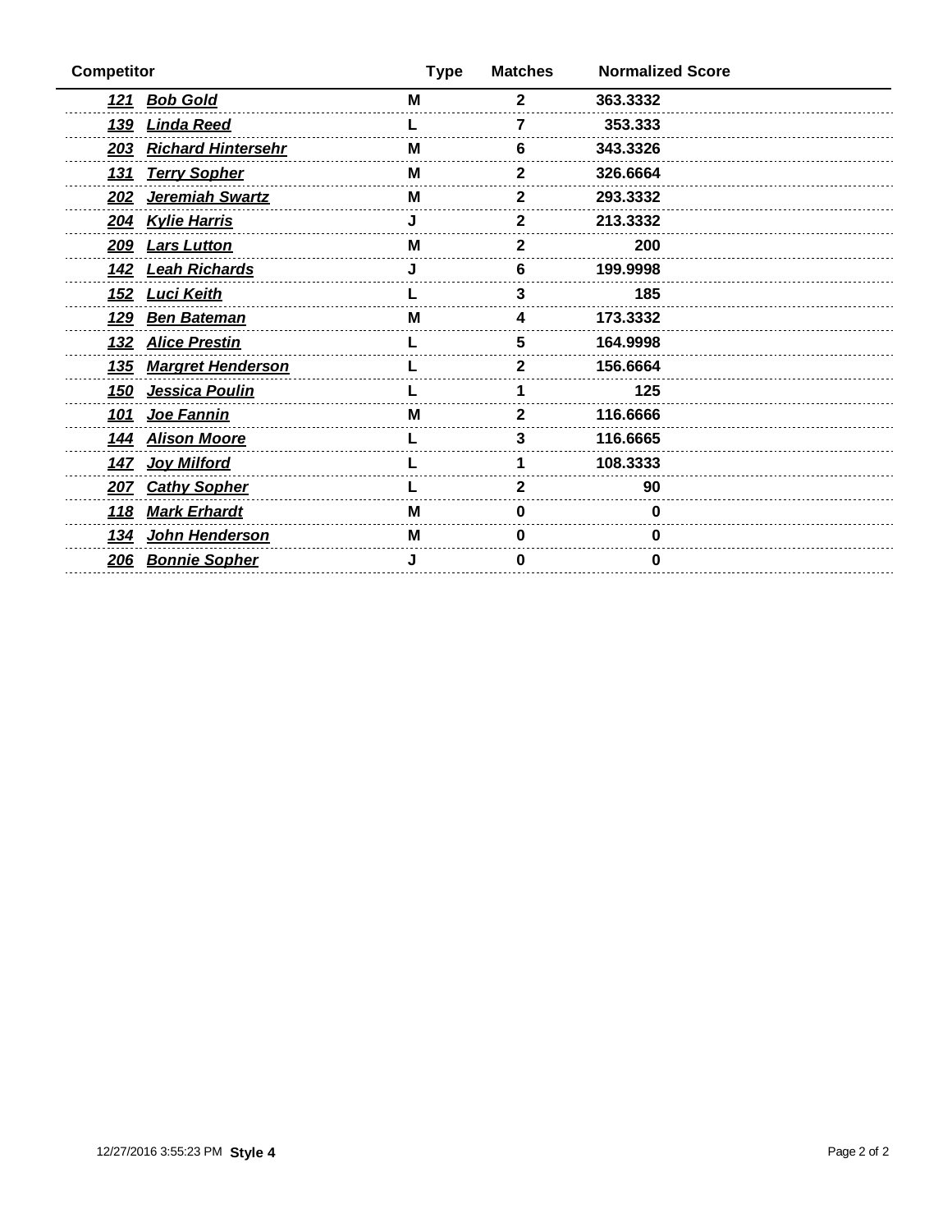| Competitor | | Type | Matches | Normalized Score |
|---|---|---|---|---|
| ***121*** | ***Bob Gold*** | **M** | **2** | **363.3332** |
| ***139*** | ***Linda Reed*** | **L** | **7** | **353.333** |
| ***203*** | ***Richard Hintersehr*** | **M** | **6** | **343.3326** |
| ***131*** | ***Terry Sopher*** | **M** | **2** | **326.6664** |
| ***202*** | ***Jeremiah Swartz*** | **M** | **2** | **293.3332** |
| ***204*** | ***Kylie Harris*** | **J** | **2** | **213.3332** |
| ***209*** | ***Lars Lutton*** | **M** | **2** | **200** |
| ***142*** | ***Leah Richards*** | **J** | **6** | **199.9998** |
| ***152*** | ***Luci Keith*** | **L** | **3** | **185** |
| ***129*** | ***Ben Bateman*** | **M** | **4** | **173.3332** |
| ***132*** | ***Alice Prestin*** | **L** | **5** | **164.9998** |
| ***135*** | ***Margret Henderson*** | **L** | **2** | **156.6664** |
| ***150*** | ***Jessica Poulin*** | **L** | **1** | **125** |
| ***101*** | ***Joe Fannin*** | **M** | **2** | **116.6666** |
| ***144*** | ***Alison Moore*** | **L** | **3** | **116.6665** |
| ***147*** | ***Joy Milford*** | **L** | **1** | **108.3333** |
| ***207*** | ***Cathy Sopher*** | **L** | **2** | **90** |
| ***118*** | ***Mark Erhardt*** | **M** | **0** | **0** |
| ***134*** | ***John Henderson*** | **M** | **0** | **0** |
| ***206*** | ***Bonnie Sopher*** | **J** | **0** | **0** |

12/27/2016 3:55:23 PM **Style 4**